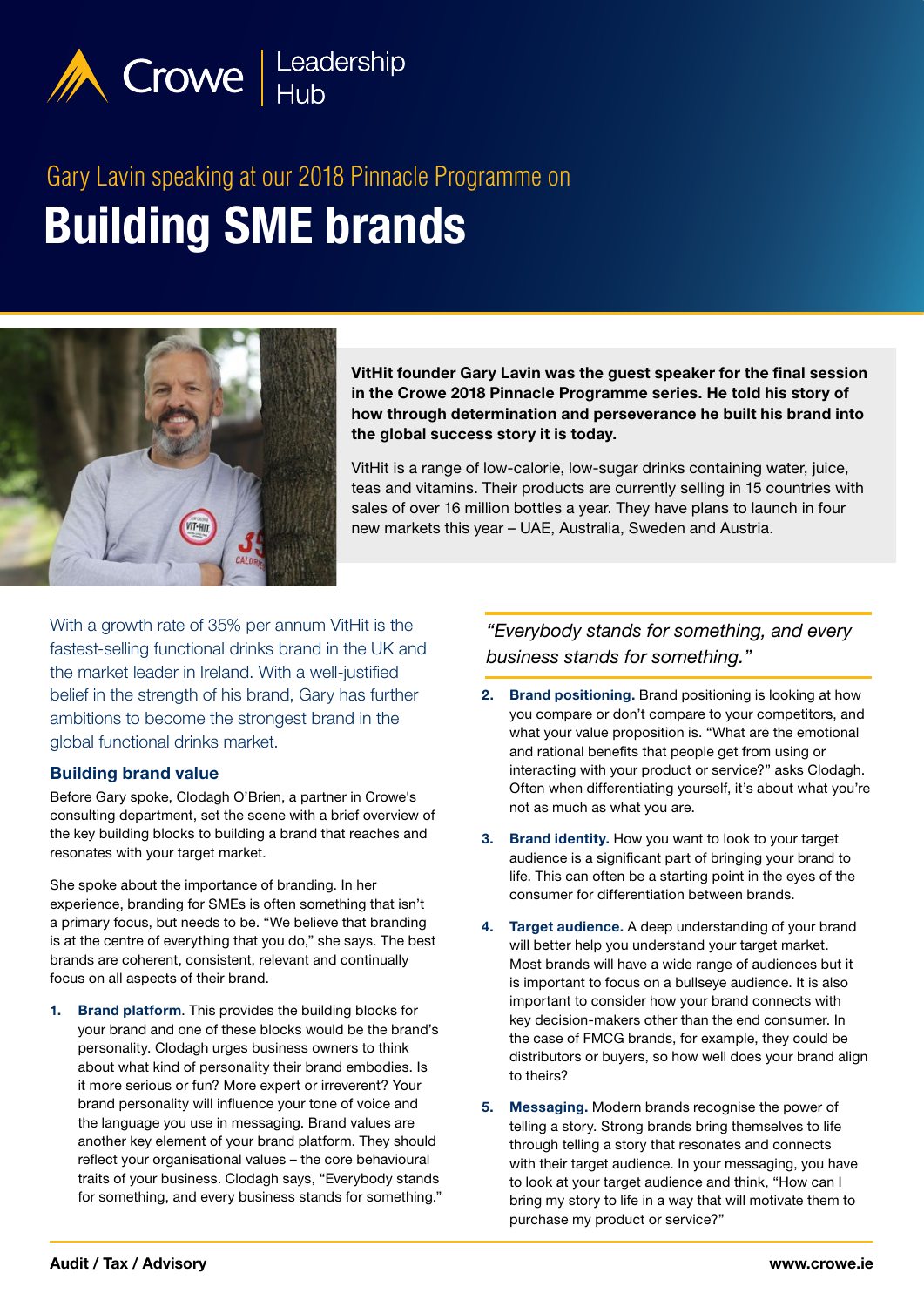Crowe | Leadership Hub

Gary Lavin speaking at our 2018 Pinnacle Programme on

# Building SME brands

**VitHit founder Gary Lavin was the guest speaker for the final session in the Crowe 2018 Pinnacle Programme series. He told his story of how through determination and perseverance he built his brand into the global success story it is today.**

VitHit is a range of low-calorie, low-sugar drinks containing water, juice, teas and vitamins. Their products are currently selling in 15 countries with sales of over 16 million bottles a year. They have plans to launch in four new markets this year – UAE, Australia, Sweden and Austria.

With a growth rate of 35% per annum VitHit is the fastest-selling functional drinks brand in the UK and the market leader in Ireland. With a well-justified belief in the strength of his brand, Gary has further ambitions to become the strongest brand in the global functional drinks market.

## Building brand value

Before Gary spoke, Clodagh O'Brien, a partner in Crowe's consulting department, set the scene with a brief overview of the key building blocks to building a brand that reaches and resonates with your target market.

She spoke about the importance of branding. In her experience, branding for SMEs is often something that isn't a primary focus, but needs to be. "We believe that branding is at the centre of everything that you do," she says. The best brands are coherent, consistent, relevant and continually focus on all aspects of their brand.

1. **Brand platform**. This provides the building blocks for your brand and one of these blocks would be the brand's personality. Clodagh urges business owners to think about what kind of personality their brand embodies. Is it more serious or fun? More expert or irreverent? Your brand personality will influence your tone of voice and the language you use in messaging. Brand values are another key element of your brand platform. They should reflect your organisational values – the core behavioural traits of your business. Clodagh says, "Everybody stands for something, and every business stands for something."

> *"Everybody stands for something, and every business stands for something."*

2. **Brand positioning.** Brand positioning is looking at how you compare or don't compare to your competitors, and what your value proposition is. "What are the emotional and rational benefits that people get from using or interacting with your product or service?" asks Clodagh. Often when differentiating yourself, it's about what you're not as much as what you are.

3. **Brand identity.** How you want to look to your target audience is a significant part of bringing your brand to life. This can often be a starting point in the eyes of the consumer for differentiation between brands.

4. **Target audience.** A deep understanding of your brand will better help you understand your target market. Most brands will have a wide range of audiences but it is important to focus on a bullseye audience. It is also important to consider how your brand connects with key decision-makers other than the end consumer. In the case of FMCG brands, for example, they could be distributors or buyers, so how well does your brand align to theirs?

5. **Messaging.** Modern brands recognise the power of telling a story. Strong brands bring themselves to life through telling a story that resonates and connects with their target audience. In your messaging, you have to look at your target audience and think, "How can I bring my story to life in a way that will motivate them to purchase my product or service?"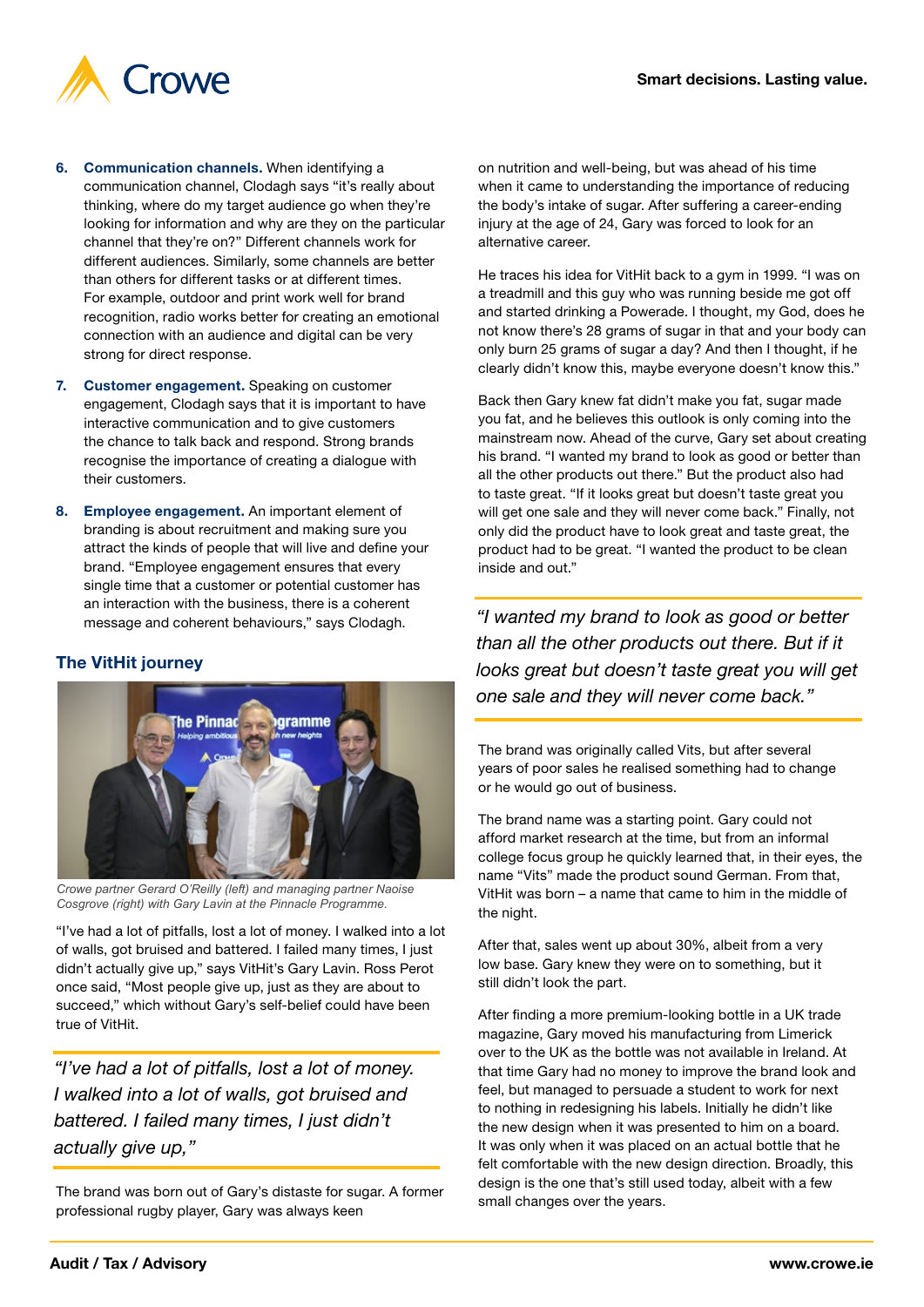6. **Communication channels.** When identifying a communication channel, Clodagh says "it's really about thinking, where do my target audience go when they're looking for information and why are they on the particular channel that they're on?" Different channels work for different audiences. Similarly, some channels are better than others for different tasks or at different times. For example, outdoor and print work well for brand recognition, radio works better for creating an emotional connection with an audience and digital can be very strong for direct response.

7. **Customer engagement.** Speaking on customer engagement, Clodagh says that it is important to have interactive communication and to give customers the chance to talk back and respond. Strong brands recognise the importance of creating a dialogue with their customers.

8. **Employee engagement.** An important element of branding is about recruitment and making sure you attract the kinds of people that will live and define your brand. "Employee engagement ensures that every single time that a customer or potential customer has an interaction with the business, there is a coherent message and coherent behaviours," says Clodagh.

## The VitHit journey

*Crowe partner Gerard O'Reilly (left) and managing partner Naoise Cosgrove (right) with Gary Lavin at the Pinnacle Programme.*

"I've had a lot of pitfalls, lost a lot of money. I walked into a lot of walls, got bruised and battered. I failed many times, I just didn't actually give up," says VitHit's Gary Lavin. Ross Perot once said, "Most people give up, just as they are about to succeed," which without Gary's self-belief could have been true of VitHit.

> *"I've had a lot of pitfalls, lost a lot of money. I walked into a lot of walls, got bruised and battered. I failed many times, I just didn't actually give up,"*

The brand was born out of Gary's distaste for sugar. A former professional rugby player, Gary was always keen on nutrition and well-being, but was ahead of his time when it came to understanding the importance of reducing the body's intake of sugar. After suffering a career-ending injury at the age of 24, Gary was forced to look for an alternative career.

He traces his idea for VitHit back to a gym in 1999. "I was on a treadmill and this guy who was running beside me got off and started drinking a Powerade. I thought, my God, does he not know there's 28 grams of sugar in that and your body can only burn 25 grams of sugar a day? And then I thought, if he clearly didn't know this, maybe everyone doesn't know this."

Back then Gary knew fat didn't make you fat, sugar made you fat, and he believes this outlook is only coming into the mainstream now. Ahead of the curve, Gary set about creating his brand. "I wanted my brand to look as good or better than all the other products out there." But the product also had to taste great. "If it looks great but doesn't taste great you will get one sale and they will never come back." Finally, not only did the product have to look great and taste great, the product had to be great. "I wanted the product to be clean inside and out."

> *"I wanted my brand to look as good or better than all the other products out there. But if it looks great but doesn't taste great you will get one sale and they will never come back."*

The brand was originally called Vits, but after several years of poor sales he realised something had to change or he would go out of business.

The brand name was a starting point. Gary could not afford market research at the time, but from an informal college focus group he quickly learned that, in their eyes, the name "Vits" made the product sound German. From that, VitHit was born – a name that came to him in the middle of the night.

After that, sales went up about 30%, albeit from a very low base. Gary knew they were on to something, but it still didn't look the part.

After finding a more premium-looking bottle in a UK trade magazine, Gary moved his manufacturing from Limerick over to the UK as the bottle was not available in Ireland. At that time Gary had no money to improve the brand look and feel, but managed to persuade a student to work for next to nothing in redesigning his labels. Initially he didn't like the new design when it was presented to him on a board. It was only when it was placed on an actual bottle that he felt comfortable with the new design direction. Broadly, this design is the one that's still used today, albeit with a few small changes over the years.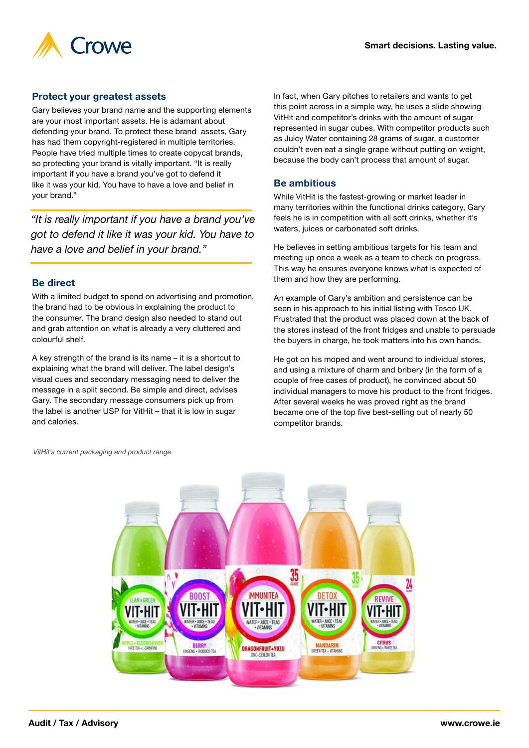## Protect your greatest assets

Gary believes your brand name and the supporting elements are your most important assets. He is adamant about defending your brand. To protect these brand assets, Gary has had them copyright-registered in multiple territories. People have tried multiple times to create copycat brands, so protecting your brand is vitally important. "It is really important if you have a brand you've got to defend it like it was your kid. You have to have a love and belief in your brand."

> *"It is really important if you have a brand you've got to defend it like it was your kid. You have to have a love and belief in your brand."*

## Be direct

With a limited budget to spend on advertising and promotion, the brand had to be obvious in explaining the product to the consumer. The brand design also needed to stand out and grab attention on what is already a very cluttered and colourful shelf.

A key strength of the brand is its name – it is a shortcut to explaining what the brand will deliver. The label design's visual cues and secondary messaging need to deliver the message in a split second. Be simple and direct, advises Gary. The secondary message consumers pick up from the label is another USP for VitHit – that it is low in sugar and calories.

In fact, when Gary pitches to retailers and wants to get this point across in a simple way, he uses a slide showing VitHit and competitor's drinks with the amount of sugar represented in sugar cubes. With competitor products such as Juicy Water containing 28 grams of sugar, a customer couldn't even eat a single grape without putting on weight, because the body can't process that amount of sugar.

## Be ambitious

While VitHit is the fastest-growing or market leader in many territories within the functional drinks category, Gary feels he is in competition with all soft drinks, whether it's waters, juices or carbonated soft drinks.

He believes in setting ambitious targets for his team and meeting up once a week as a team to check on progress. This way he ensures everyone knows what is expected of them and how they are performing.

An example of Gary's ambition and persistence can be seen in his approach to his initial listing with Tesco UK. Frustrated that the product was placed down at the back of the stores instead of the front fridges and unable to persuade the buyers in charge, he took matters into his own hands.

He got on his moped and went around to individual stores, and using a mixture of charm and bribery (in the form of a couple of free cases of product), he convinced about 50 individual managers to move his product to the front fridges. After several weeks he was proved right as the brand became one of the top five best-selling out of nearly 50 competitor brands.

*VitHit's current packaging and product range.*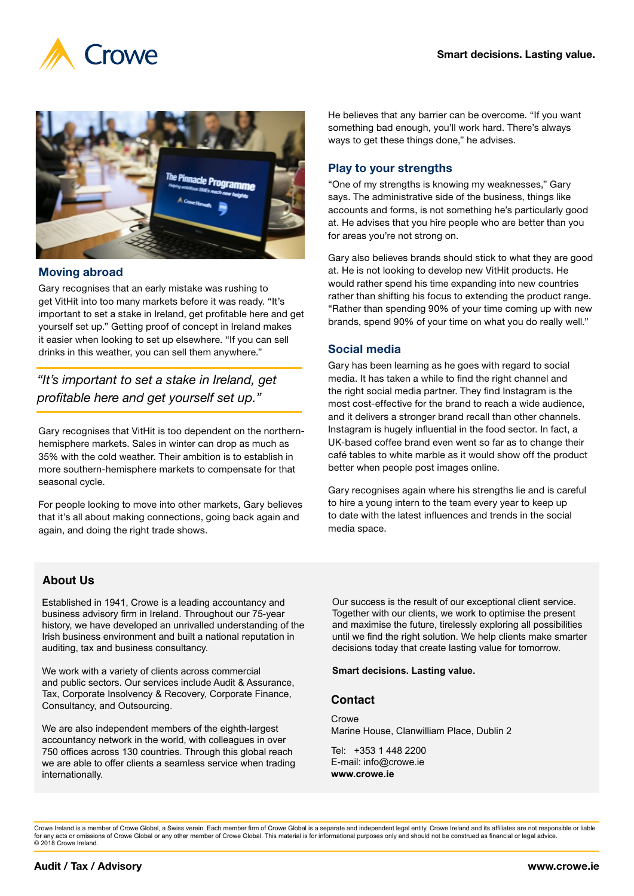## Moving abroad

Gary recognises that an early mistake was rushing to get VitHit into too many markets before it was ready. "It's important to set a stake in Ireland, get profitable here and get yourself set up." Getting proof of concept in Ireland makes it easier when looking to set up elsewhere. "If you can sell drinks in this weather, you can sell them anywhere."

> *"It's important to set a stake in Ireland, get profitable here and get yourself set up."*

Gary recognises that VitHit is too dependent on the northern-hemisphere markets. Sales in winter can drop as much as 35% with the cold weather. Their ambition is to establish in more southern-hemisphere markets to compensate for that seasonal cycle.

For people looking to move into other markets, Gary believes that it's all about making connections, going back again and again, and doing the right trade shows.

He believes that any barrier can be overcome. "If you want something bad enough, you'll work hard. There's always ways to get these things done," he advises.

## Play to your strengths

"One of my strengths is knowing my weaknesses," Gary says. The administrative side of the business, things like accounts and forms, is not something he's particularly good at. He advises that you hire people who are better than you for areas you're not strong on.

Gary also believes brands should stick to what they are good at. He is not looking to develop new VitHit products. He would rather spend his time expanding into new countries rather than shifting his focus to extending the product range. "Rather than spending 90% of your time coming up with new brands, spend 90% of your time on what you do really well."

## Social media

Gary has been learning as he goes with regard to social media. It has taken a while to find the right channel and the right social media partner. They find Instagram is the most cost-effective for the brand to reach a wide audience, and it delivers a stronger brand recall than other channels. Instagram is hugely influential in the food sector. In fact, a UK-based coffee brand even went so far as to change their café tables to white marble as it would show off the product better when people post images online.

Gary recognises again where his strengths lie and is careful to hire a young intern to the team every year to keep up to date with the latest influences and trends in the social media space.

## About Us

Established in 1941, Crowe is a leading accountancy and business advisory firm in Ireland. Throughout our 75-year history, we have developed an unrivalled understanding of the Irish business environment and built a national reputation in auditing, tax and business consultancy.

We work with a variety of clients across commercial and public sectors. Our services include Audit & Assurance, Tax, Corporate Insolvency & Recovery, Corporate Finance, Consultancy, and Outsourcing.

We are also independent members of the eighth-largest accountancy network in the world, with colleagues in over 750 offices across 130 countries. Through this global reach we are able to offer clients a seamless service when trading internationally.

Our success is the result of our exceptional client service. Together with our clients, we work to optimise the present and maximise the future, tirelessly exploring all possibilities until we find the right solution. We help clients make smarter decisions today that create lasting value for tomorrow.

**Smart decisions. Lasting value.**

## Contact

Crowe
Marine House, Clanwilliam Place, Dublin 2

Tel: +353 1 448 2200
E-mail: info@crowe.ie
**www.crowe.ie**

Crowe Ireland is a member of Crowe Global, a Swiss verein. Each member firm of Crowe Global is a separate and independent legal entity. Crowe Ireland and its affiliates are not responsible or liable for any acts or omissions of Crowe Global or any other member of Crowe Global. This material is for informational purposes only and should not be construed as financial or legal advice.
© 2018 Crowe Ireland.